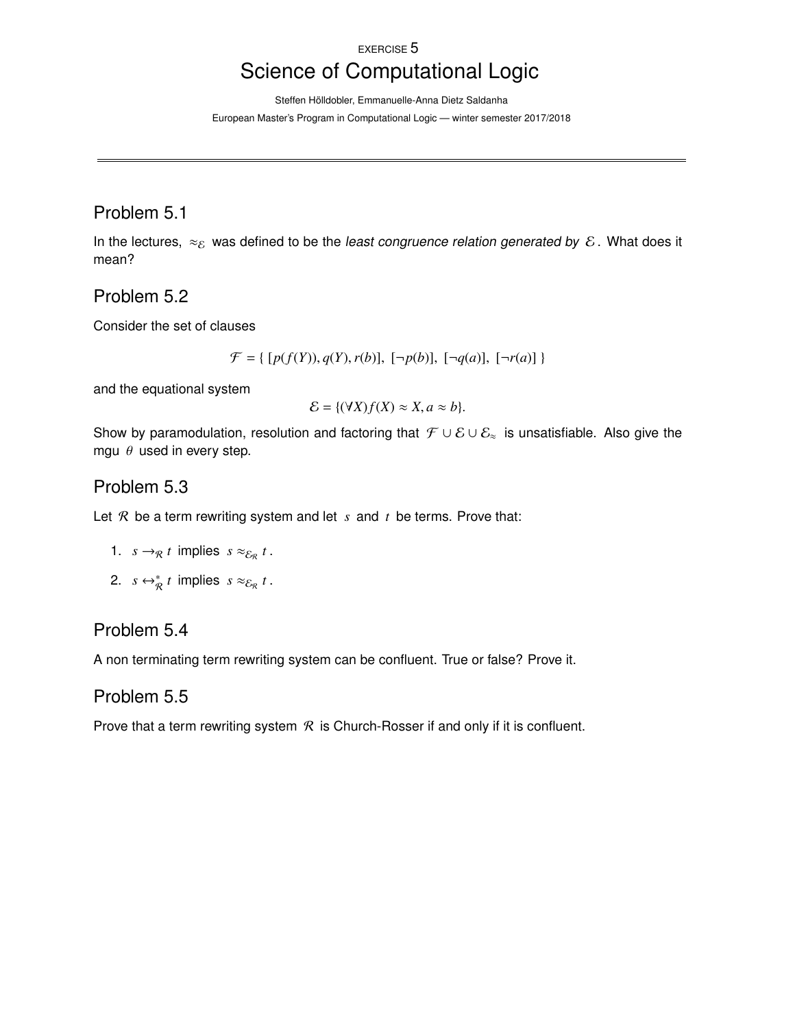EXERCISE 5

# Science of Computational Logic

Steffen Hölldobler, Emmanuelle-Anna Dietz Saldanha

European Master's Program in Computational Logic — winter semester 2017/2018

---

## Problem 5.1

In the lectures, $\approx_{\mathcal{E}}$ was defined to be the *least congruence relation generated by* $\mathcal{E}$. What does it mean?

## Problem 5.2

Consider the set of clauses

$$\mathcal{F} = \{ \, [p(f(Y)), q(Y), r(b)], \; [\neg p(b)], \; [\neg q(a)], \; [\neg r(a)] \, \}$$

and the equational system

$$\mathcal{E} = \{(\forall X) f(X) \approx X, a \approx b\}.$$

Show by paramodulation, resolution and factoring that $\mathcal{F} \cup \mathcal{E} \cup \mathcal{E}_{\approx}$ is unsatisfiable. Also give the mgu $\theta$ used in every step.

## Problem 5.3

Let $\mathcal{R}$ be a term rewriting system and let $s$ and $t$ be terms. Prove that:

1. $s \rightarrow_{\mathcal{R}} t$ implies $s \approx_{\mathcal{E}_{\mathcal{R}}} t$.
2. $s \leftrightarrow^*_{\mathcal{R}} t$ implies $s \approx_{\mathcal{E}_{\mathcal{R}}} t$.

## Problem 5.4

A non terminating term rewriting system can be confluent. True or false? Prove it.

## Problem 5.5

Prove that a term rewriting system $\mathcal{R}$ is Church-Rosser if and only if it is confluent.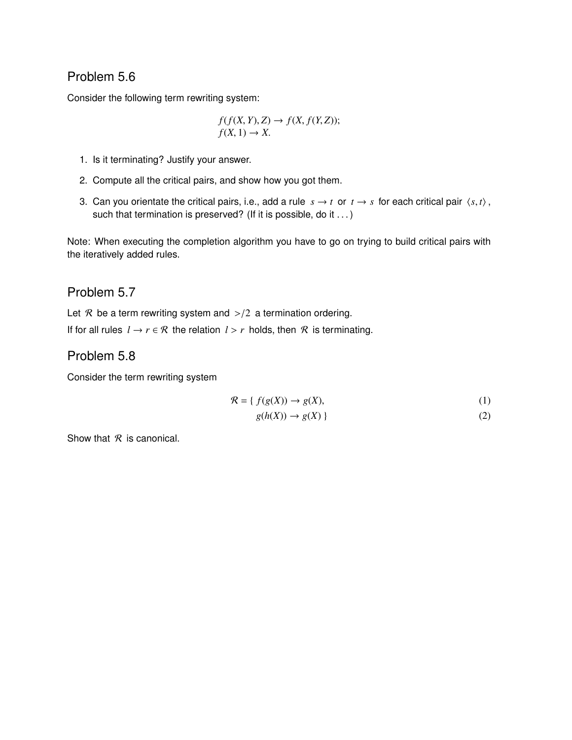## Problem 5.6

Consider the following term rewriting system:

$$f(f(X,Y),Z) \rightarrow f(X,f(Y,Z));$$
$$f(X,1) \rightarrow X.$$

1. Is it terminating? Justify your answer.
2. Compute all the critical pairs, and show how you got them.
3. Can you orientate the critical pairs, i.e., add a rule $s \rightarrow t$ or $t \rightarrow s$ for each critical pair $\langle s,t \rangle$, such that termination is preserved? (If it is possible, do it . . . )

Note: When executing the completion algorithm you have to go on trying to build critical pairs with the iteratively added rules.

## Problem 5.7

Let $\mathcal{R}$ be a term rewriting system and $>/2$ a termination ordering.

If for all rules $l \rightarrow r \in \mathcal{R}$ the relation $l > r$ holds, then $\mathcal{R}$ is terminating.

## Problem 5.8

Consider the term rewriting system

$$\mathcal{R} = \{ \ f(g(X)) \rightarrow g(X), \tag{1}$$
$$g(h(X)) \rightarrow g(X) \ \} \tag{2}$$

Show that $\mathcal{R}$ is canonical.